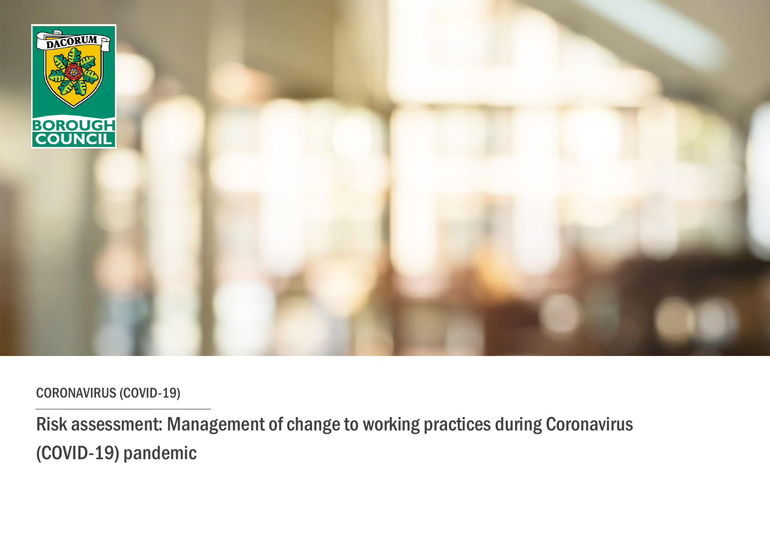DACORUM BOROUGH COUNCIL

CORONAVIRUS (COVID-19)

# Risk assessment: Management of change to working practices during Coronavirus (COVID-19) pandemic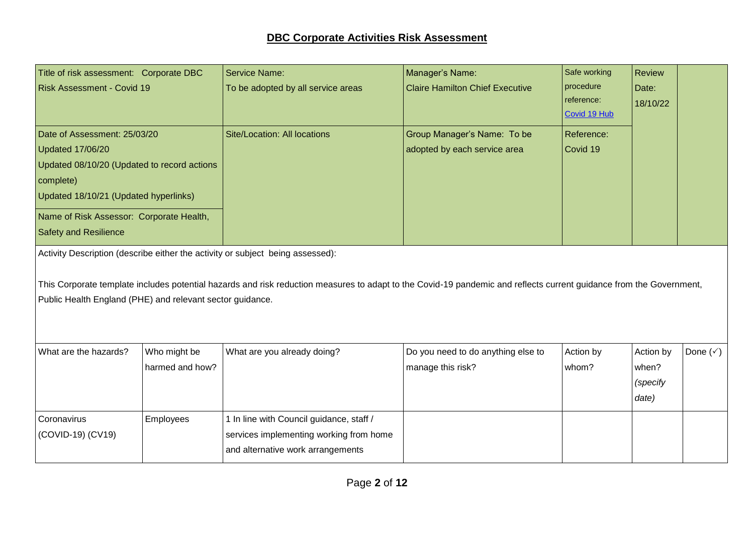# DBC Corporate Activities Risk Assessment

| Title of risk assessment: Corporate DBC Risk Assessment - Covid 19 | Service Name: To be adopted by all service areas | Manager's Name: Claire Hamilton Chief Executive | Safe working procedure reference: Covid 19 Hub | Review Date: 18/10/22 | |
|---|---|---|---|---|---|
| Date of Assessment: 25/03/20<br>Updated 17/06/20<br>Updated 08/10/20 (Updated to record actions complete)<br>Updated 18/10/21 (Updated hyperlinks)<br><br>Name of Risk Assessor: Corporate Health, Safety and Resilience | Site/Location: All locations | Group Manager's Name: To be adopted by each service area | Reference: Covid 19 | | |

Activity Description (describe either the activity or subject being assessed):

This Corporate template includes potential hazards and risk reduction measures to adapt to the Covid-19 pandemic and reflects current guidance from the Government, Public Health England (PHE) and relevant sector guidance.

| What are the hazards? | Who might be harmed and how? | What are you already doing? | Do you need to do anything else to manage this risk? | Action by whom? | Action by when? *(specify date)* | Done (✓) |
|---|---|---|---|---|---|---|
| Coronavirus (COVID-19) (CV19) | Employees | 1 In line with Council guidance, staff / services implementing working from home and alternative work arrangements | | | | |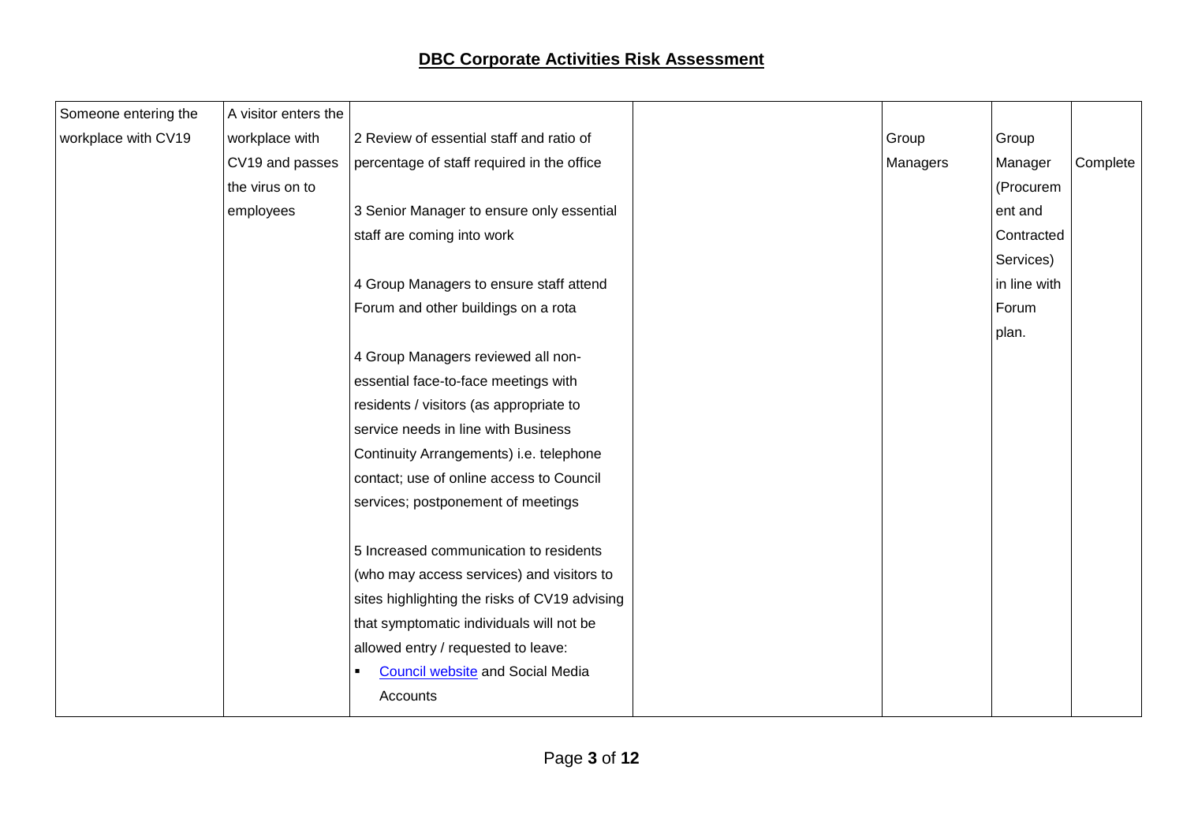## DBC Corporate Activities Risk Assessment

| | | | | | | |
|---|---|---|---|---|---|---|
| Someone entering the workplace with CV19 | A visitor enters the workplace with CV19 and passes the virus on to employees | 2 Review of essential staff and ratio of percentage of staff required in the office<br><br>3 Senior Manager to ensure only essential staff are coming into work<br><br>4 Group Managers to ensure staff attend Forum and other buildings on a rota<br><br>4 Group Managers reviewed all non-essential face-to-face meetings with residents / visitors (as appropriate to service needs in line with Business Continuity Arrangements) i.e. telephone contact; use of online access to Council services; postponement of meetings<br><br>5 Increased communication to residents (who may access services) and visitors to sites highlighting the risks of CV19 advising that symptomatic individuals will not be allowed entry / requested to leave:<br>▪ [Council website]() and Social Media Accounts | | Group Managers | Group Manager (Procurement and Contracted Services) in line with Forum plan. | Complete |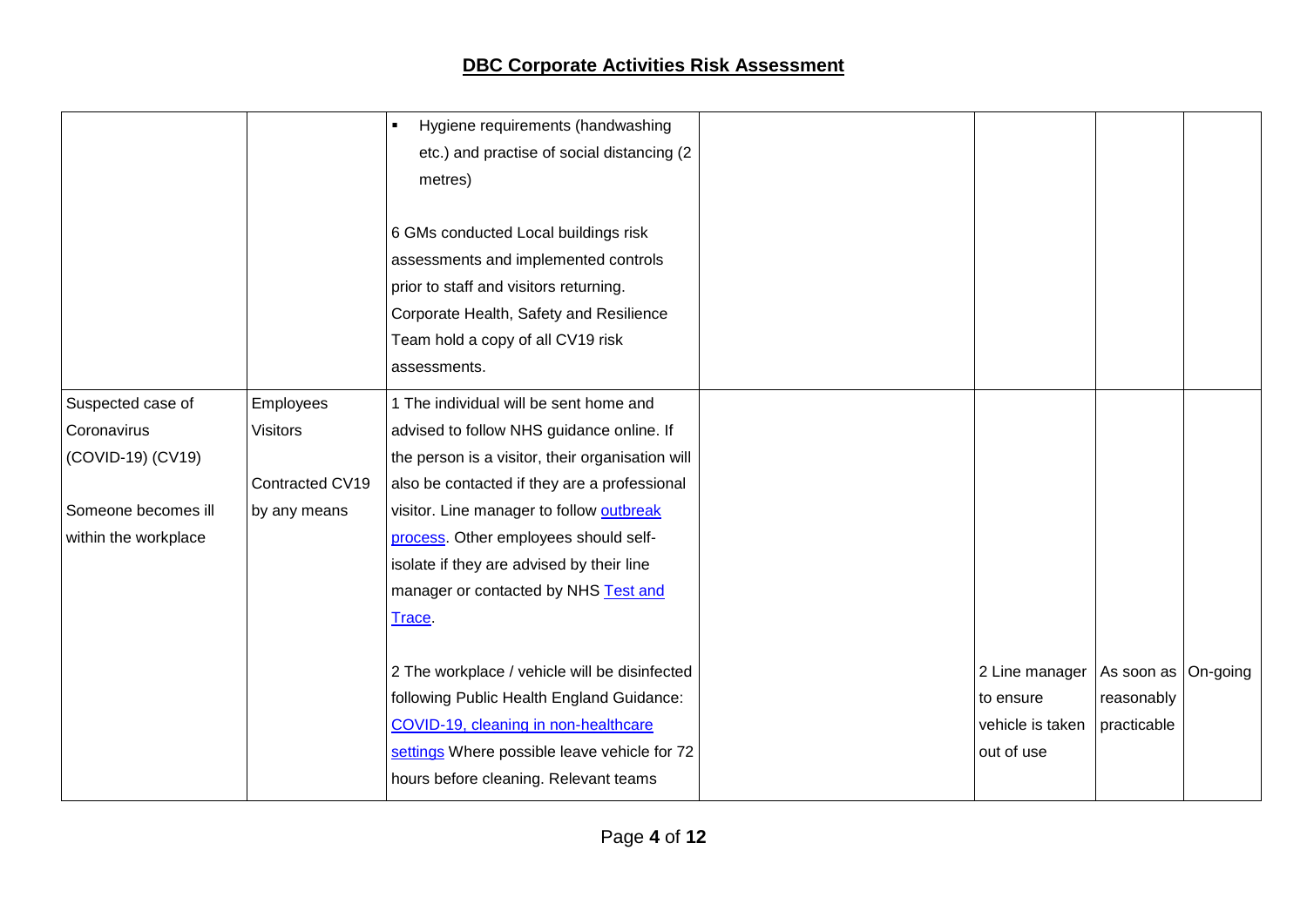## DBC Corporate Activities Risk Assessment

| | | | | | | |
|---|---|---|---|---|---|---|
| | | ▪ Hygiene requirements (handwashing etc.) and practise of social distancing (2 metres)<br><br>6 GMs conducted Local buildings risk assessments and implemented controls prior to staff and visitors returning. Corporate Health, Safety and Resilience Team hold a copy of all CV19 risk assessments. | | | | |
| Suspected case of Coronavirus (COVID-19) (CV19)<br><br>Someone becomes ill within the workplace | Employees<br>Visitors<br><br>Contracted CV19 by any means | 1 The individual will be sent home and advised to follow NHS guidance online. If the person is a visitor, their organisation will also be contacted if they are a professional visitor. Line manager to follow [outbreak process](). Other employees should self-isolate if they are advised by their line manager or contacted by NHS [Test and Trace]().<br><br>2 The workplace / vehicle will be disinfected following Public Health England Guidance: [COVID-19, cleaning in non-healthcare settings]() Where possible leave vehicle for 72 hours before cleaning. Relevant teams | | 2 Line manager to ensure vehicle is taken out of use | As soon as reasonably practicable | On-going |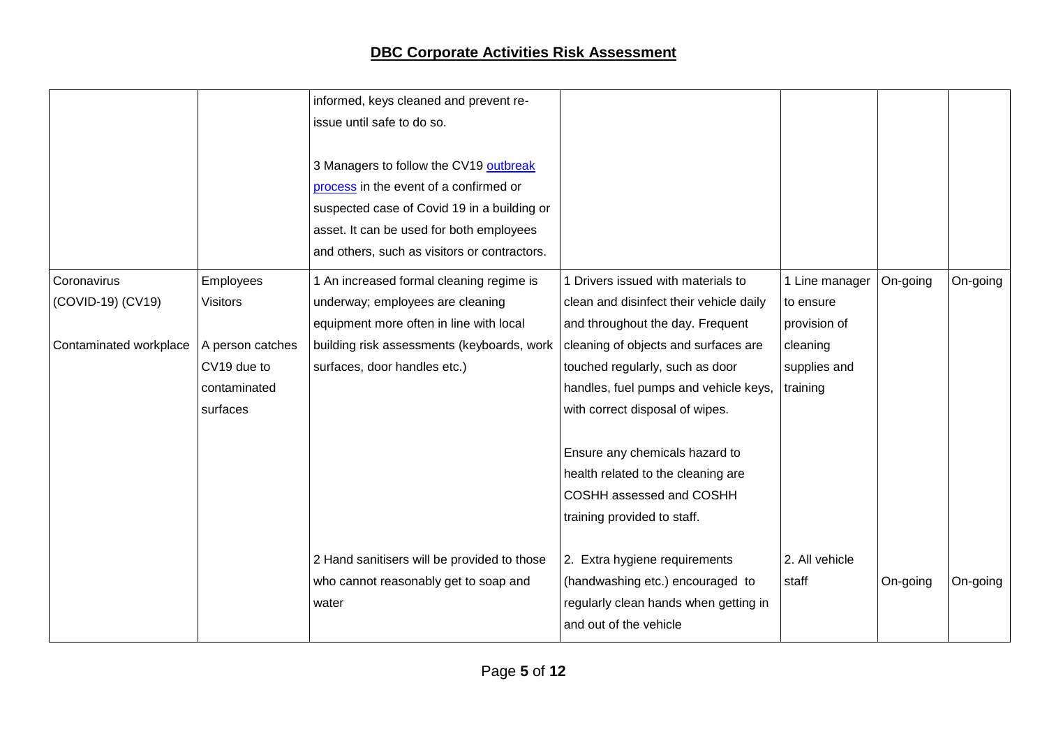# DBC Corporate Activities Risk Assessment

| | | | | | | |
|---|---|---|---|---|---|---|
| | | informed, keys cleaned and prevent re-issue until safe to do so.<br><br>3 Managers to follow the CV19 outbreak process in the event of a confirmed or suspected case of Covid 19 in a building or asset. It can be used for both employees and others, such as visitors or contractors. | | | | |
| Coronavirus (COVID-19) (CV19)<br><br>Contaminated workplace | Employees<br>Visitors<br><br>A person catches CV19 due to contaminated surfaces | 1 An increased formal cleaning regime is underway; employees are cleaning equipment more often in line with local building risk assessments (keyboards, work surfaces, door handles etc.) | 1 Drivers issued with materials to clean and disinfect their vehicle daily and throughout the day. Frequent cleaning of objects and surfaces are touched regularly, such as door handles, fuel pumps and vehicle keys, with correct disposal of wipes.<br><br>Ensure any chemicals hazard to health related to the cleaning are COSHH assessed and COSHH training provided to staff. | 1 Line manager to ensure provision of cleaning supplies and training | On-going | On-going |
| | | 2 Hand sanitisers will be provided to those who cannot reasonably get to soap and water | 2. Extra hygiene requirements (handwashing etc.) encouraged to regularly clean hands when getting in and out of the vehicle | 2. All vehicle staff | On-going | On-going |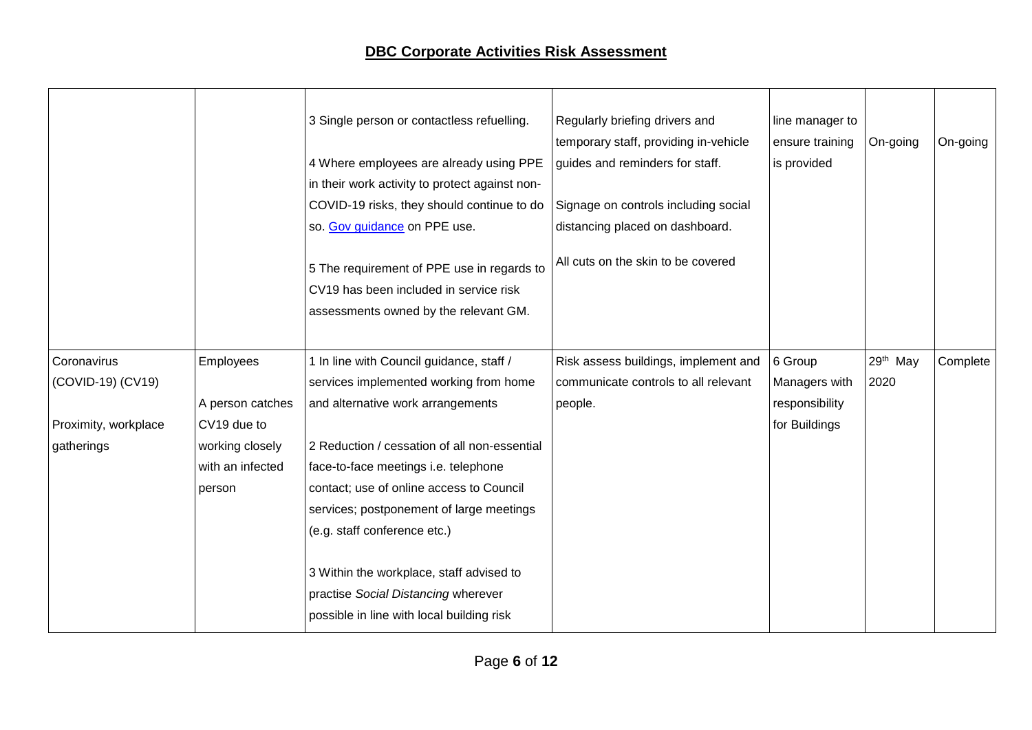## DBC Corporate Activities Risk Assessment

| | | | | | | |
|---|---|---|---|---|---|---|
| | | 3 Single person or contactless refuelling.<br><br>4 Where employees are already using PPE in their work activity to protect against non-COVID-19 risks, they should continue to do so. [Gov guidance] on PPE use.<br><br>5 The requirement of PPE use in regards to CV19 has been included in service risk assessments owned by the relevant GM. | Regularly briefing drivers and temporary staff, providing in-vehicle guides and reminders for staff.<br><br>Signage on controls including social distancing placed on dashboard.<br><br>All cuts on the skin to be covered | line manager to ensure training is provided | On-going | On-going |
| Coronavirus (COVID-19) (CV19)<br><br>Proximity, workplace gatherings | Employees<br><br>A person catches CV19 due to working closely with an infected person | 1 In line with Council guidance, staff / services implemented working from home and alternative work arrangements<br><br>2 Reduction / cessation of all non-essential face-to-face meetings i.e. telephone contact; use of online access to Council services; postponement of large meetings (e.g. staff conference etc.)<br><br>3 Within the workplace, staff advised to practise *Social Distancing* wherever possible in line with local building risk | Risk assess buildings, implement and communicate controls to all relevant people. | 6 Group Managers with responsibility for Buildings | 29th May 2020 | Complete |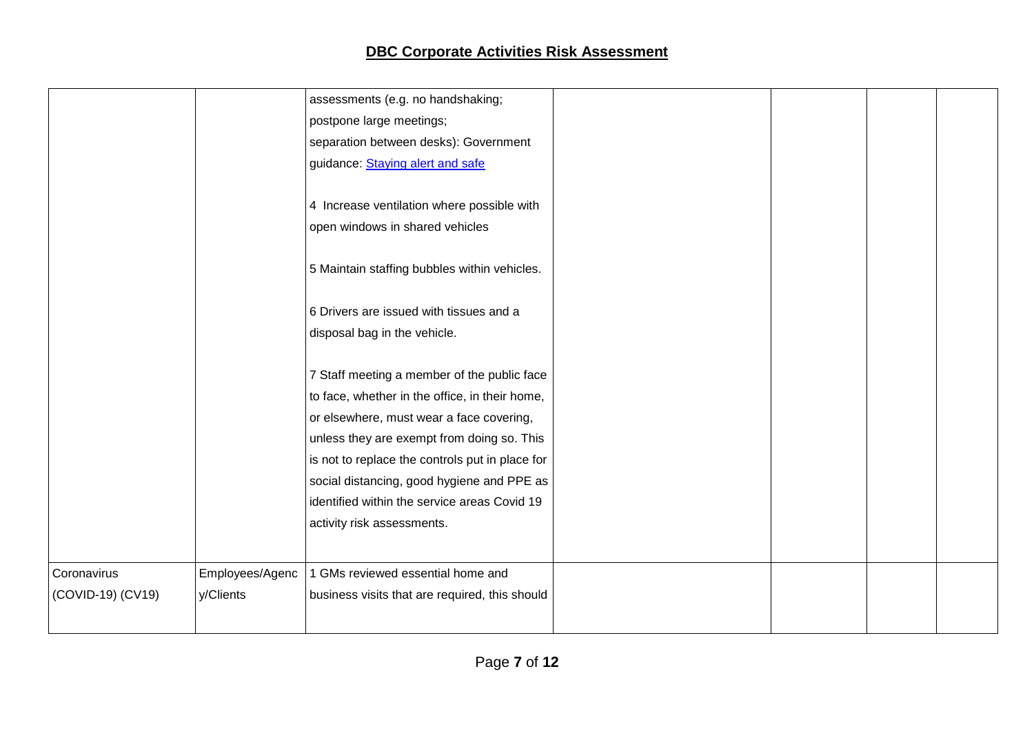| | | | | | | |
|---|---|---|---|---|---|---|
| | | assessments (e.g. no handshaking; postpone large meetings; separation between desks): Government guidance: [Staying alert and safe](#)<br><br>4 Increase ventilation where possible with open windows in shared vehicles<br><br>5 Maintain staffing bubbles within vehicles.<br><br>6 Drivers are issued with tissues and a disposal bag in the vehicle.<br><br>7 Staff meeting a member of the public face to face, whether in the office, in their home, or elsewhere, must wear a face covering, unless they are exempt from doing so. This is not to replace the controls put in place for social distancing, good hygiene and PPE as identified within the service areas Covid 19 activity risk assessments. | | | | |
| Coronavirus (COVID-19) (CV19) | Employees/Agency/Clients | 1 GMs reviewed essential home and business visits that are required, this should | | | | |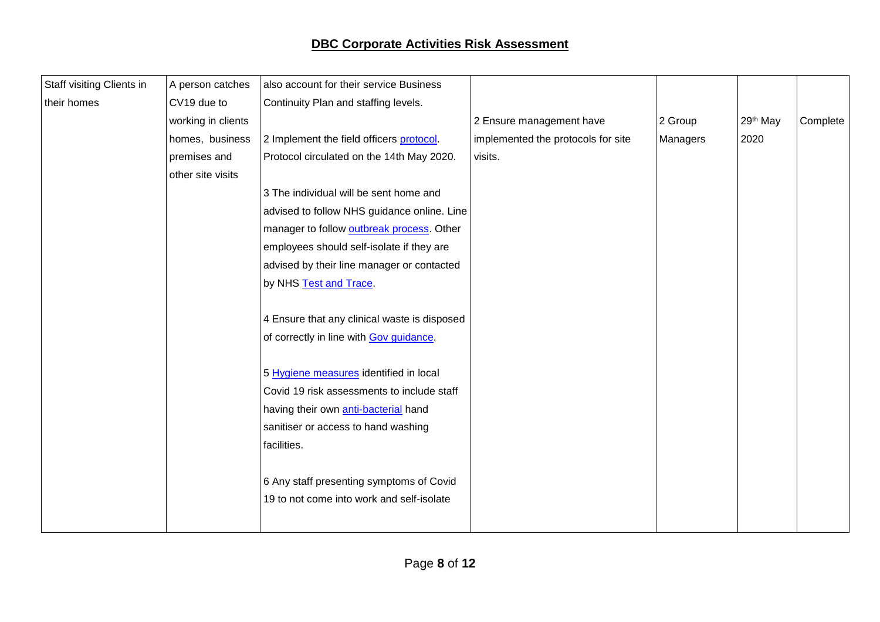# DBC Corporate Activities Risk Assessment

| | | | | | | |
|---|---|---|---|---|---|---|
| Staff visiting Clients in their homes | A person catches CV19 due to working in clients homes, business premises and other site visits | also account for their service Business Continuity Plan and staffing levels.<br><br>2 Implement the field officers protocol. Protocol circulated on the 14th May 2020.<br><br>3 The individual will be sent home and advised to follow NHS guidance online. Line manager to follow outbreak process. Other employees should self-isolate if they are advised by their line manager or contacted by NHS Test and Trace.<br><br>4 Ensure that any clinical waste is disposed of correctly in line with Gov guidance.<br><br>5 Hygiene measures identified in local Covid 19 risk assessments to include staff having their own anti-bacterial hand sanitiser or access to hand washing facilities.<br><br>6 Any staff presenting symptoms of Covid 19 to not come into work and self-isolate | 2 Ensure management have implemented the protocols for site visits. | 2 Group Managers | 29th May 2020 | Complete |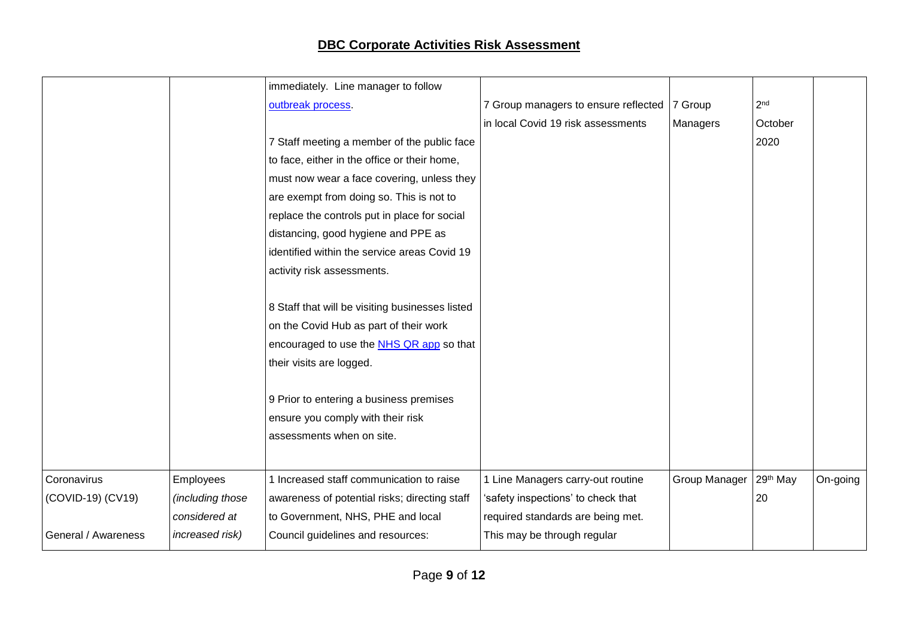## DBC Corporate Activities Risk Assessment

| | | | | | | |
|---|---|---|---|---|---|---|
| | | immediately. Line manager to follow [outbreak process](outbreak process).<br><br>7 Staff meeting a member of the public face to face, either in the office or their home, must now wear a face covering, unless they are exempt from doing so. This is not to replace the controls put in place for social distancing, good hygiene and PPE as identified within the service areas Covid 19 activity risk assessments.<br><br>8 Staff that will be visiting businesses listed on the Covid Hub as part of their work encouraged to use the [NHS QR app](NHS QR app) so that their visits are logged.<br><br>9 Prior to entering a business premises ensure you comply with their risk assessments when on site. | 7 Group managers to ensure reflected in local Covid 19 risk assessments | 7 Group Managers | 2nd October 2020 | |
| Coronavirus (COVID-19) (CV19)<br><br>General / Awareness | Employees *(including those considered at increased risk)* | 1 Increased staff communication to raise awareness of potential risks; directing staff to Government, NHS, PHE and local Council guidelines and resources: | 1 Line Managers carry-out routine 'safety inspections' to check that required standards are being met. This may be through regular | Group Manager | 29th May 20 | On-going |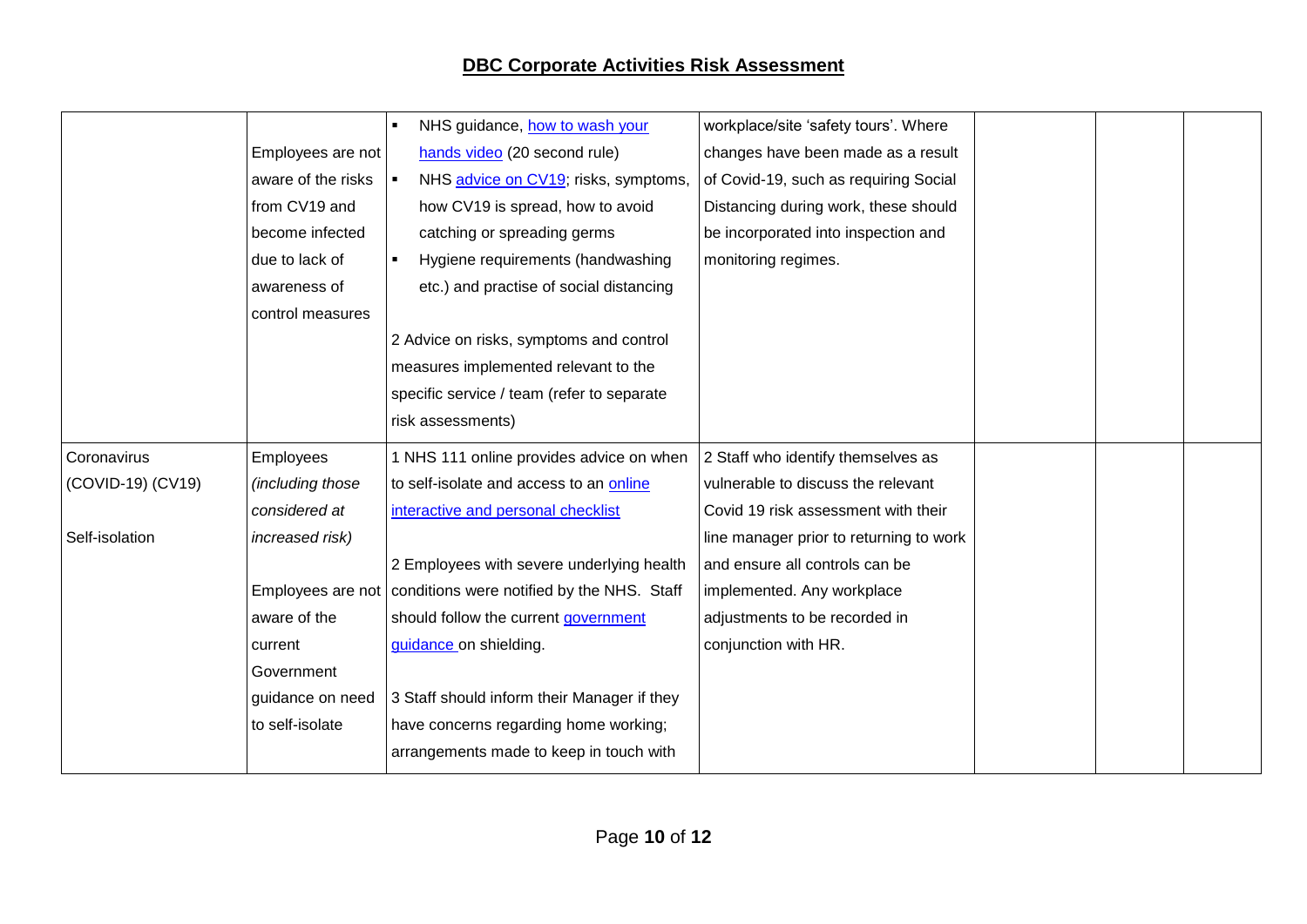## DBC Corporate Activities Risk Assessment

| | | | | | | |
|---|---|---|---|---|---|---|
| | Employees are not aware of the risks from CV19 and become infected due to lack of awareness of control measures | ▪ NHS guidance, how to wash your hands video (20 second rule)<br>▪ NHS advice on CV19; risks, symptoms, how CV19 is spread, how to avoid catching or spreading germs<br>▪ Hygiene requirements (handwashing etc.) and practise of social distancing<br><br>2 Advice on risks, symptoms and control measures implemented relevant to the specific service / team (refer to separate risk assessments) | workplace/site 'safety tours'. Where changes have been made as a result of Covid-19, such as requiring Social Distancing during work, these should be incorporated into inspection and monitoring regimes. | | | |
| Coronavirus (COVID-19) (CV19)<br><br>Self-isolation | Employees *(including those considered at increased risk)*<br><br>Employees are not aware of the current Government guidance on need to self-isolate | 1 NHS 111 online provides advice on when to self-isolate and access to an online interactive and personal checklist<br><br>2 Employees with severe underlying health conditions were notified by the NHS. Staff should follow the current government guidance on shielding.<br><br>3 Staff should inform their Manager if they have concerns regarding home working; arrangements made to keep in touch with | 2 Staff who identify themselves as vulnerable to discuss the relevant Covid 19 risk assessment with their line manager prior to returning to work and ensure all controls can be implemented. Any workplace adjustments to be recorded in conjunction with HR. | | | |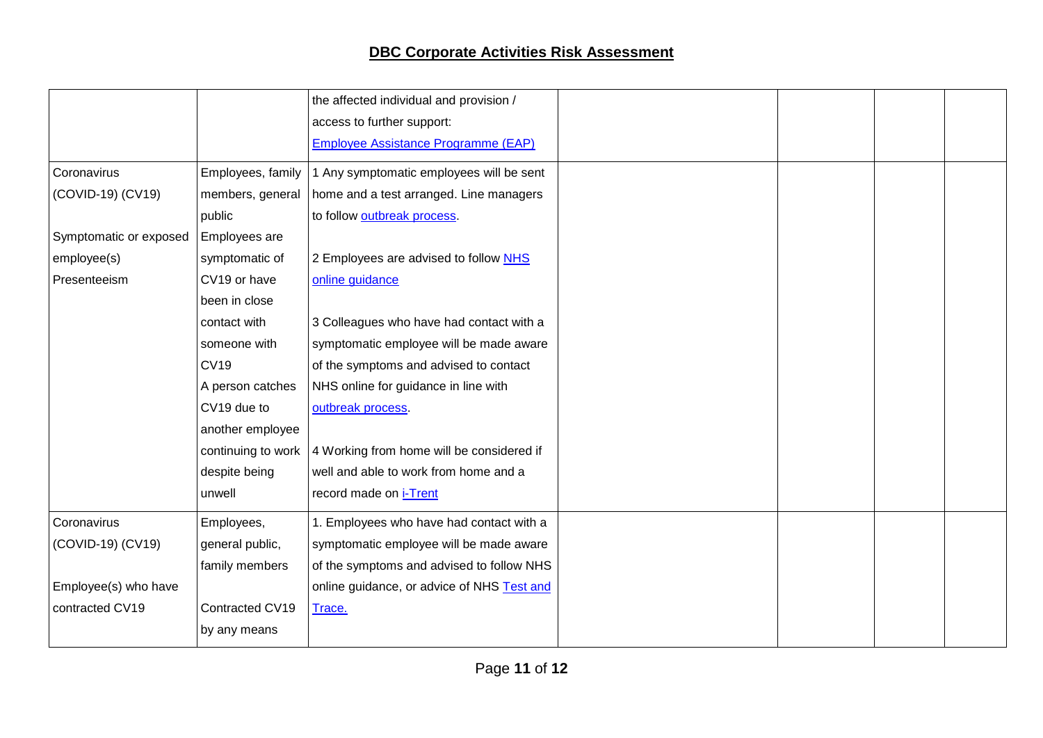## DBC Corporate Activities Risk Assessment

| | | | | | | |
|---|---|---|---|---|---|---|
| | | the affected individual and provision / access to further support: [Employee Assistance Programme (EAP)] | | | | |
| Coronavirus (COVID-19) (CV19)<br><br>Symptomatic or exposed employee(s) Presenteeism | Employees, family members, general public<br>Employees are symptomatic of CV19 or have been in close contact with someone with CV19<br>A person catches CV19 due to another employee continuing to work despite being unwell | 1 Any symptomatic employees will be sent home and a test arranged. Line managers to follow outbreak process.<br><br>2 Employees are advised to follow NHS online guidance<br><br>3 Colleagues who have had contact with a symptomatic employee will be made aware of the symptoms and advised to contact NHS online for guidance in line with outbreak process.<br><br>4 Working from home will be considered if well and able to work from home and a record made on i-Trent | | | | |
| Coronavirus (COVID-19) (CV19)<br><br>Employee(s) who have contracted CV19 | Employees, general public, family members<br><br>Contracted CV19 by any means | 1. Employees who have had contact with a symptomatic employee will be made aware of the symptoms and advised to follow NHS online guidance, or advice of NHS Test and Trace. | | | | |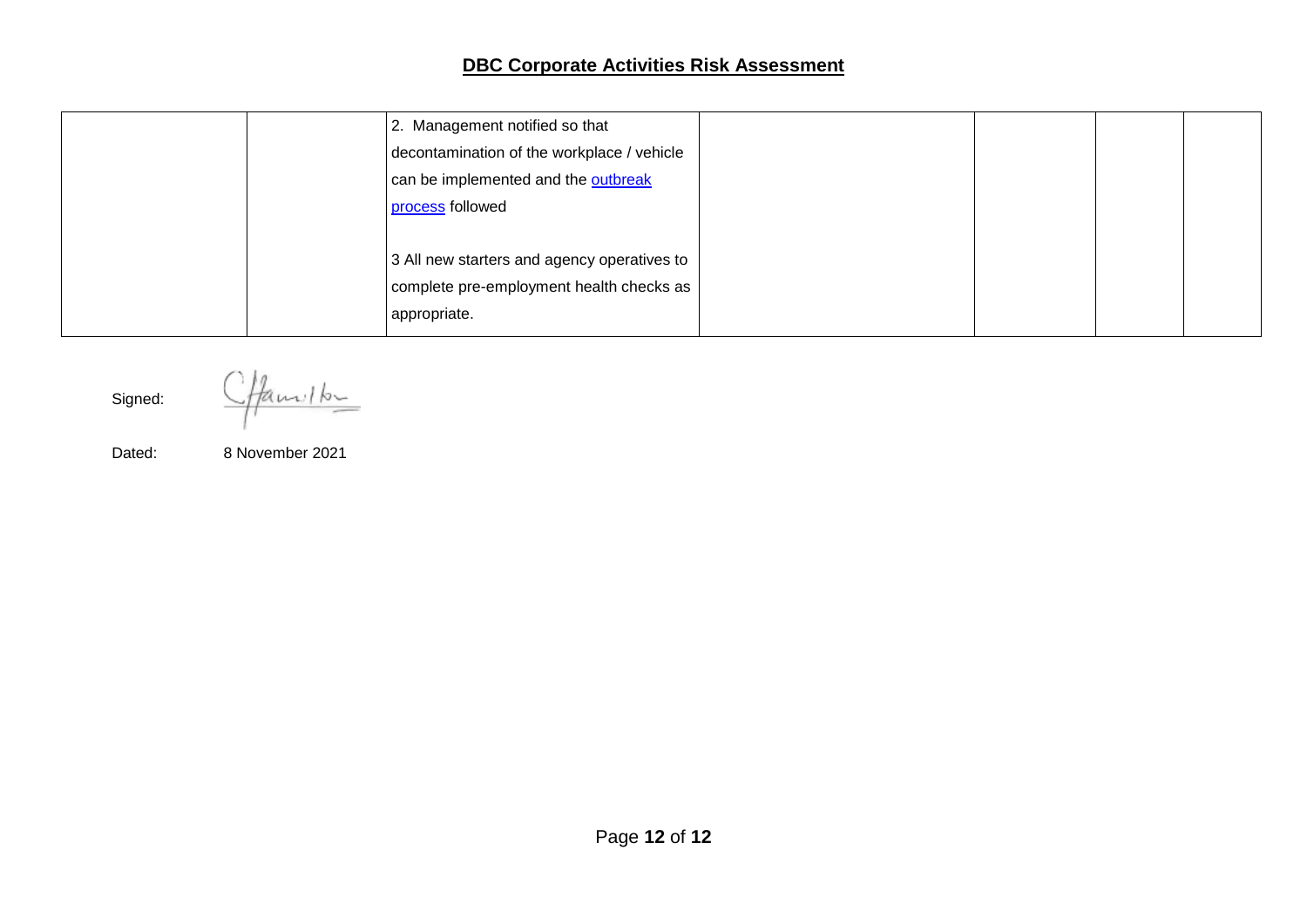| | | | | | | |
|---|---|---|---|---|---|---|
| | | 2. Management notified so that decontamination of the workplace / vehicle can be implemented and the outbreak process followed<br><br>3 All new starters and agency operatives to complete pre-employment health checks as appropriate. | | | | |

Signed: C Hamilton

Dated: 8 November 2021